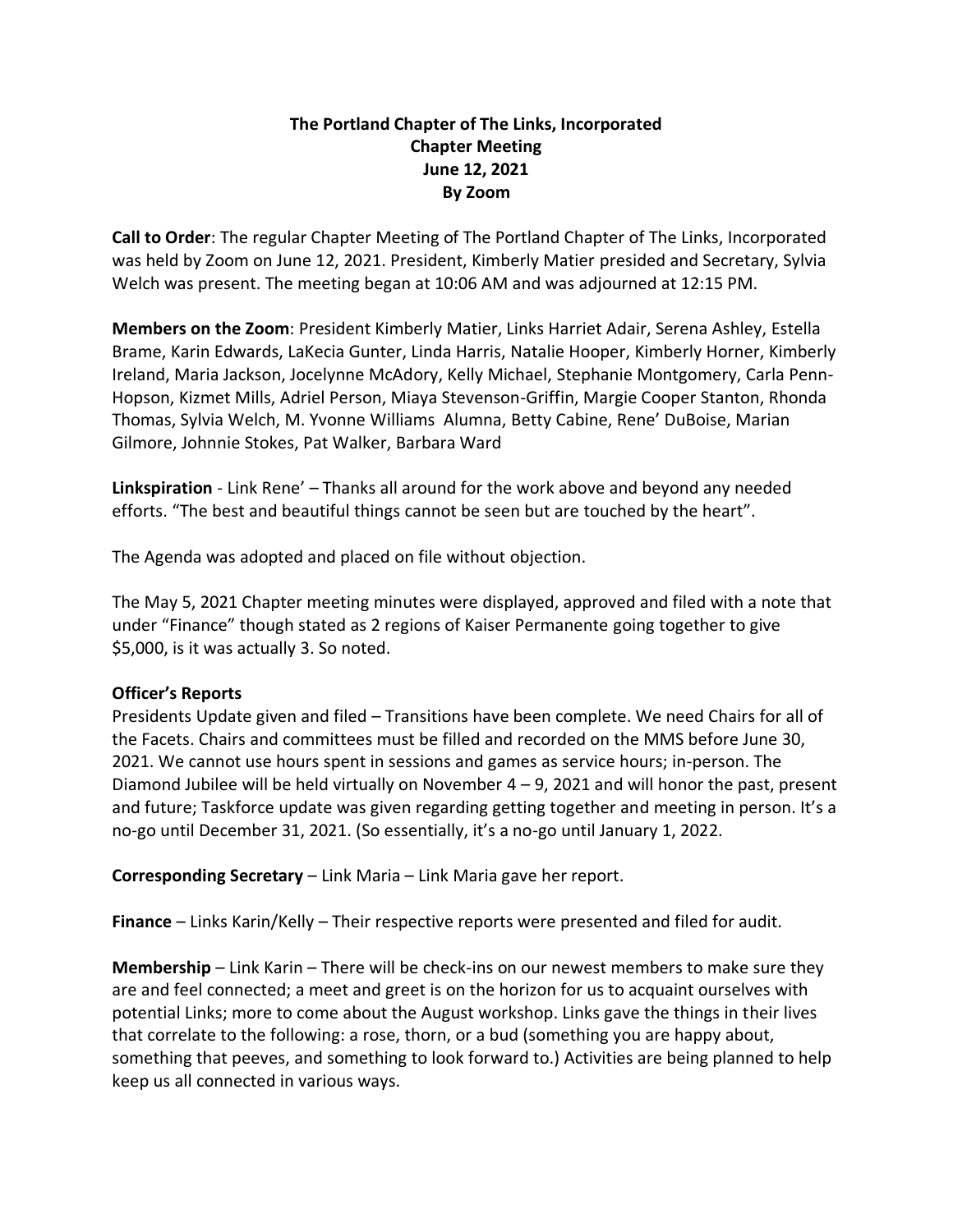**The Portland Chapter of The Links, Incorporated**
**Chapter Meeting**
**June 12, 2021**
**By Zoom**

**Call to Order**: The regular Chapter Meeting of The Portland Chapter of The Links, Incorporated was held by Zoom on June 12, 2021. President, Kimberly Matier presided and Secretary, Sylvia Welch was present. The meeting began at 10:06 AM and was adjourned at 12:15 PM.

**Members on the Zoom**: President Kimberly Matier, Links Harriet Adair, Serena Ashley, Estella Brame, Karin Edwards, LaKecia Gunter, Linda Harris, Natalie Hooper, Kimberly Horner, Kimberly Ireland, Maria Jackson, Jocelynne McAdory, Kelly Michael, Stephanie Montgomery, Carla Penn-Hopson, Kizmet Mills, Adriel Person, Miaya Stevenson-Griffin, Margie Cooper Stanton, Rhonda Thomas, Sylvia Welch, M. Yvonne Williams Alumna, Betty Cabine, Rene' DuBoise, Marian Gilmore, Johnnie Stokes, Pat Walker, Barbara Ward

**Linkspiration** - Link Rene' – Thanks all around for the work above and beyond any needed efforts. "The best and beautiful things cannot be seen but are touched by the heart".

The Agenda was adopted and placed on file without objection.

The May 5, 2021 Chapter meeting minutes were displayed, approved and filed with a note that under "Finance" though stated as 2 regions of Kaiser Permanente going together to give $5,000, is it was actually 3. So noted.

**Officer's Reports**

Presidents Update given and filed – Transitions have been complete. We need Chairs for all of the Facets. Chairs and committees must be filled and recorded on the MMS before June 30, 2021. We cannot use hours spent in sessions and games as service hours; in-person. The Diamond Jubilee will be held virtually on November 4 – 9, 2021 and will honor the past, present and future; Taskforce update was given regarding getting together and meeting in person. It's a no-go until December 31, 2021. (So essentially, it's a no-go until January 1, 2022.

**Corresponding Secretary** – Link Maria – Link Maria gave her report.

**Finance** – Links Karin/Kelly – Their respective reports were presented and filed for audit.

**Membership** – Link Karin – There will be check-ins on our newest members to make sure they are and feel connected; a meet and greet is on the horizon for us to acquaint ourselves with potential Links; more to come about the August workshop. Links gave the things in their lives that correlate to the following: a rose, thorn, or a bud (something you are happy about, something that peeves, and something to look forward to.) Activities are being planned to help keep us all connected in various ways.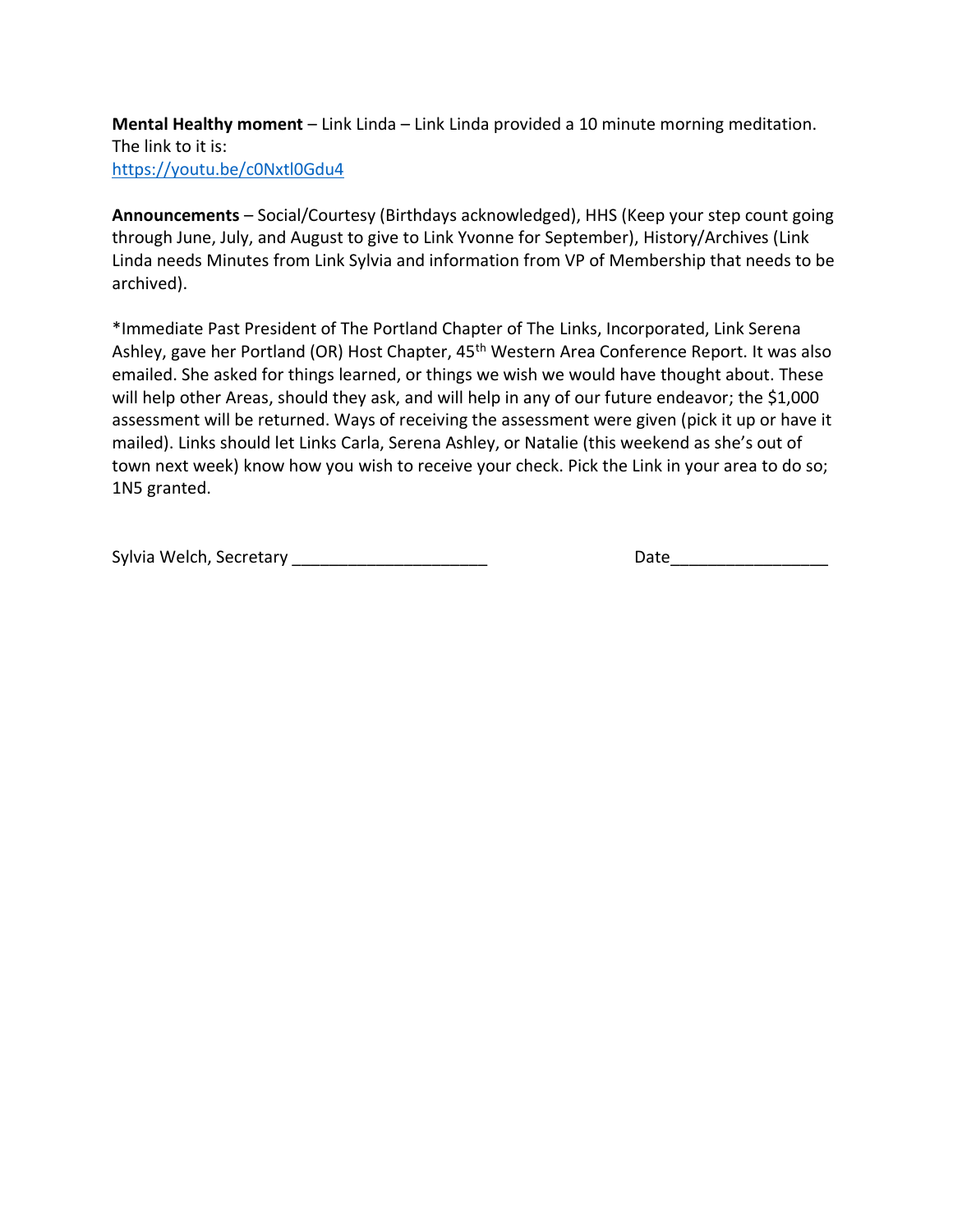**Mental Healthy moment** – Link Linda – Link Linda provided a 10 minute morning meditation. The link to it is:
https://youtu.be/c0Nxtl0Gdu4

**Announcements** – Social/Courtesy (Birthdays acknowledged), HHS (Keep your step count going through June, July, and August to give to Link Yvonne for September), History/Archives (Link Linda needs Minutes from Link Sylvia and information from VP of Membership that needs to be archived).

*Immediate Past President of The Portland Chapter of The Links, Incorporated, Link Serena Ashley, gave her Portland (OR) Host Chapter, 45th Western Area Conference Report. It was also emailed. She asked for things learned, or things we wish we would have thought about. These will help other Areas, should they ask, and will help in any of our future endeavor; the $1,000 assessment will be returned. Ways of receiving the assessment were given (pick it up or have it mailed). Links should let Links Carla, Serena Ashley, or Natalie (this weekend as she's out of town next week) know how you wish to receive your check. Pick the Link in your area to do so; 1N5 granted.

Sylvia Welch, Secretary _____________________ Date________________